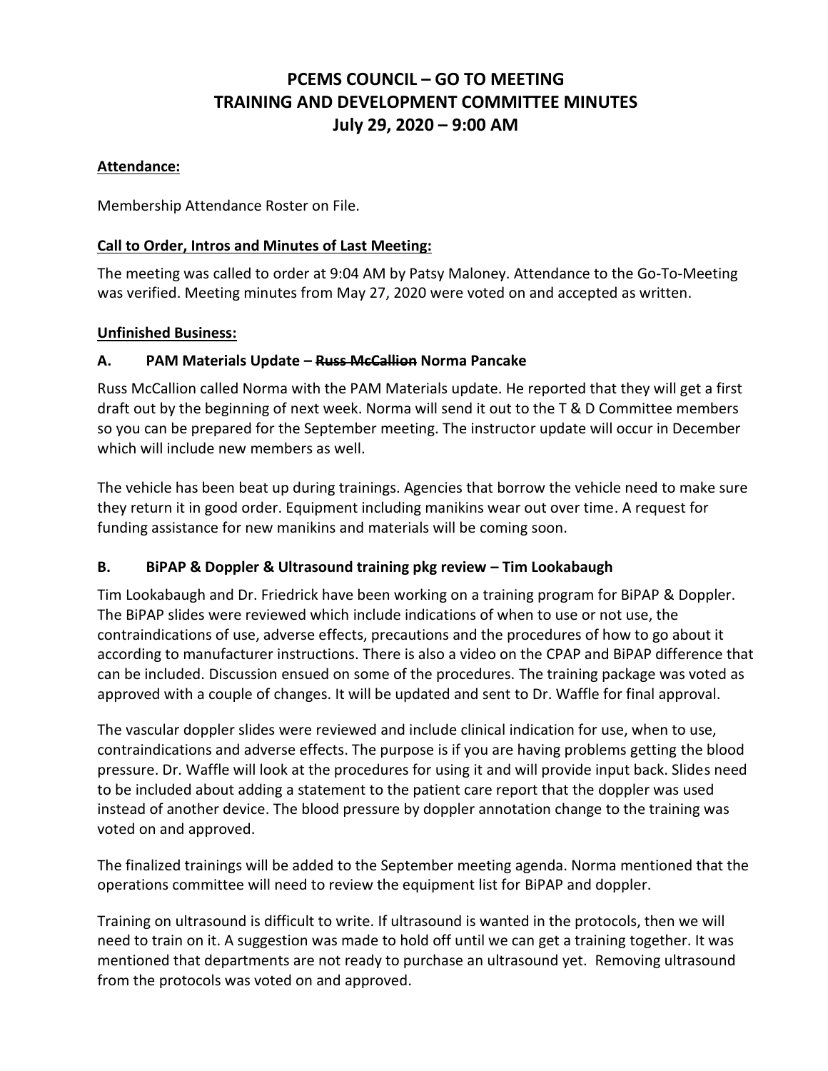# PCEMS COUNCIL – GO TO MEETING
# TRAINING AND DEVELOPMENT COMMITTEE MINUTES
# July 29, 2020 – 9:00 AM

## Attendance:

Membership Attendance Roster on File.

## Call to Order, Intros and Minutes of Last Meeting:

The meeting was called to order at 9:04 AM by Patsy Maloney. Attendance to the Go-To-Meeting was verified. Meeting minutes from May 27, 2020 were voted on and accepted as written.

## Unfinished Business:

### A. PAM Materials Update – ~~Russ McCallion~~ Norma Pancake

Russ McCallion called Norma with the PAM Materials update. He reported that they will get a first draft out by the beginning of next week. Norma will send it out to the T & D Committee members so you can be prepared for the September meeting. The instructor update will occur in December which will include new members as well.

The vehicle has been beat up during trainings. Agencies that borrow the vehicle need to make sure they return it in good order. Equipment including manikins wear out over time. A request for funding assistance for new manikins and materials will be coming soon.

### B. BiPAP & Doppler & Ultrasound training pkg review – Tim Lookabaugh

Tim Lookabaugh and Dr. Friedrick have been working on a training program for BiPAP & Doppler. The BiPAP slides were reviewed which include indications of when to use or not use, the contraindications of use, adverse effects, precautions and the procedures of how to go about it according to manufacturer instructions. There is also a video on the CPAP and BiPAP difference that can be included. Discussion ensued on some of the procedures. The training package was voted as approved with a couple of changes. It will be updated and sent to Dr. Waffle for final approval.

The vascular doppler slides were reviewed and include clinical indication for use, when to use, contraindications and adverse effects. The purpose is if you are having problems getting the blood pressure. Dr. Waffle will look at the procedures for using it and will provide input back. Slides need to be included about adding a statement to the patient care report that the doppler was used instead of another device. The blood pressure by doppler annotation change to the training was voted on and approved.

The finalized trainings will be added to the September meeting agenda. Norma mentioned that the operations committee will need to review the equipment list for BiPAP and doppler.

Training on ultrasound is difficult to write. If ultrasound is wanted in the protocols, then we will need to train on it. A suggestion was made to hold off until we can get a training together. It was mentioned that departments are not ready to purchase an ultrasound yet. Removing ultrasound from the protocols was voted on and approved.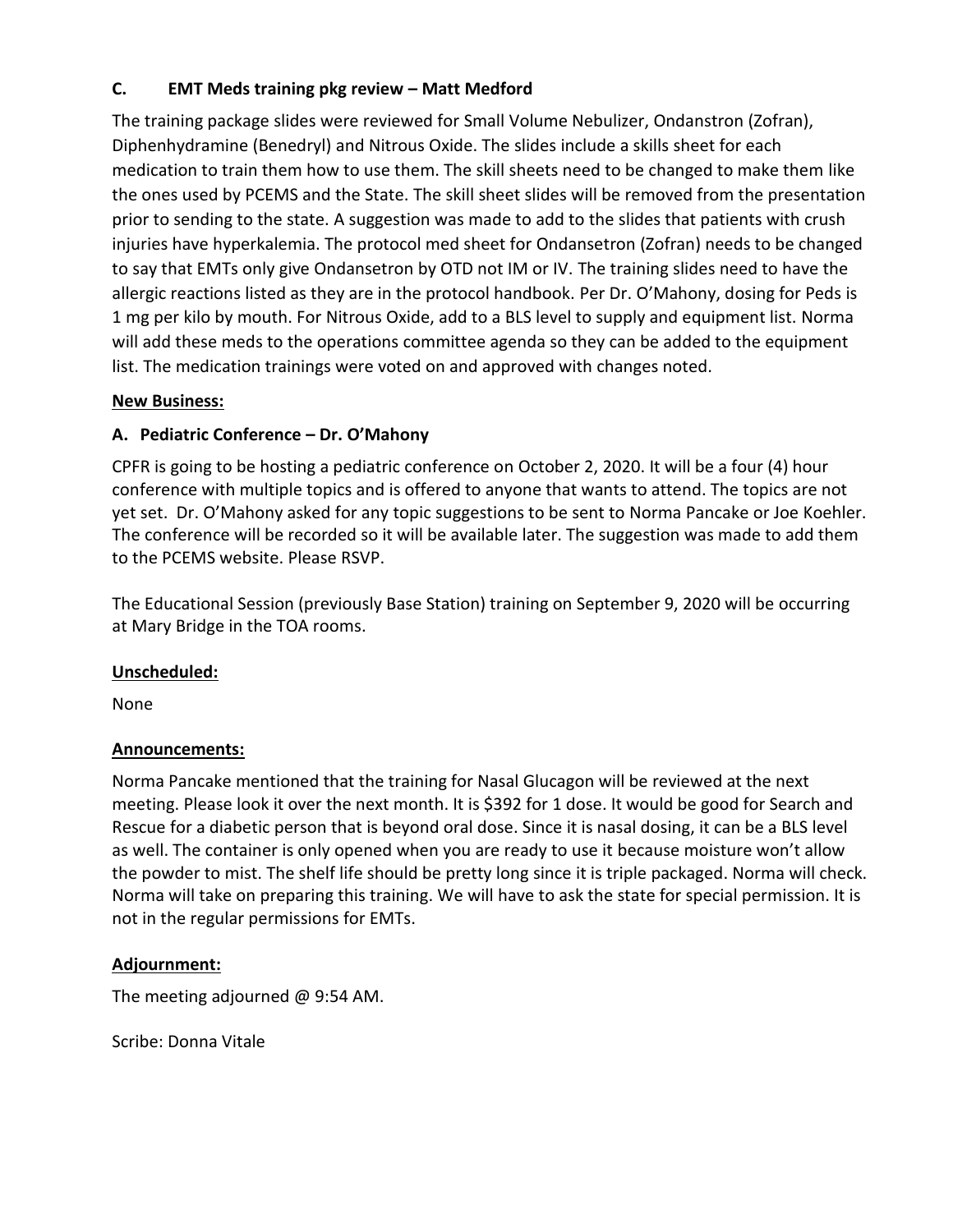### C. EMT Meds training pkg review – Matt Medford

The training package slides were reviewed for Small Volume Nebulizer, Ondanstron (Zofran), Diphenhydramine (Benedryl) and Nitrous Oxide. The slides include a skills sheet for each medication to train them how to use them. The skill sheets need to be changed to make them like the ones used by PCEMS and the State. The skill sheet slides will be removed from the presentation prior to sending to the state. A suggestion was made to add to the slides that patients with crush injuries have hyperkalemia. The protocol med sheet for Ondansetron (Zofran) needs to be changed to say that EMTs only give Ondansetron by OTD not IM or IV. The training slides need to have the allergic reactions listed as they are in the protocol handbook. Per Dr. O'Mahony, dosing for Peds is 1 mg per kilo by mouth. For Nitrous Oxide, add to a BLS level to supply and equipment list. Norma will add these meds to the operations committee agenda so they can be added to the equipment list. The medication trainings were voted on and approved with changes noted.

**New Business:**

### A. Pediatric Conference – Dr. O'Mahony

CPFR is going to be hosting a pediatric conference on October 2, 2020. It will be a four (4) hour conference with multiple topics and is offered to anyone that wants to attend. The topics are not yet set. Dr. O'Mahony asked for any topic suggestions to be sent to Norma Pancake or Joe Koehler. The conference will be recorded so it will be available later. The suggestion was made to add them to the PCEMS website. Please RSVP.

The Educational Session (previously Base Station) training on September 9, 2020 will be occurring at Mary Bridge in the TOA rooms.

**Unscheduled:**

None

**Announcements:**

Norma Pancake mentioned that the training for Nasal Glucagon will be reviewed at the next meeting. Please look it over the next month. It is $392 for 1 dose. It would be good for Search and Rescue for a diabetic person that is beyond oral dose. Since it is nasal dosing, it can be a BLS level as well. The container is only opened when you are ready to use it because moisture won't allow the powder to mist. The shelf life should be pretty long since it is triple packaged. Norma will check. Norma will take on preparing this training. We will have to ask the state for special permission. It is not in the regular permissions for EMTs.

**Adjournment:**

The meeting adjourned @ 9:54 AM.

Scribe: Donna Vitale